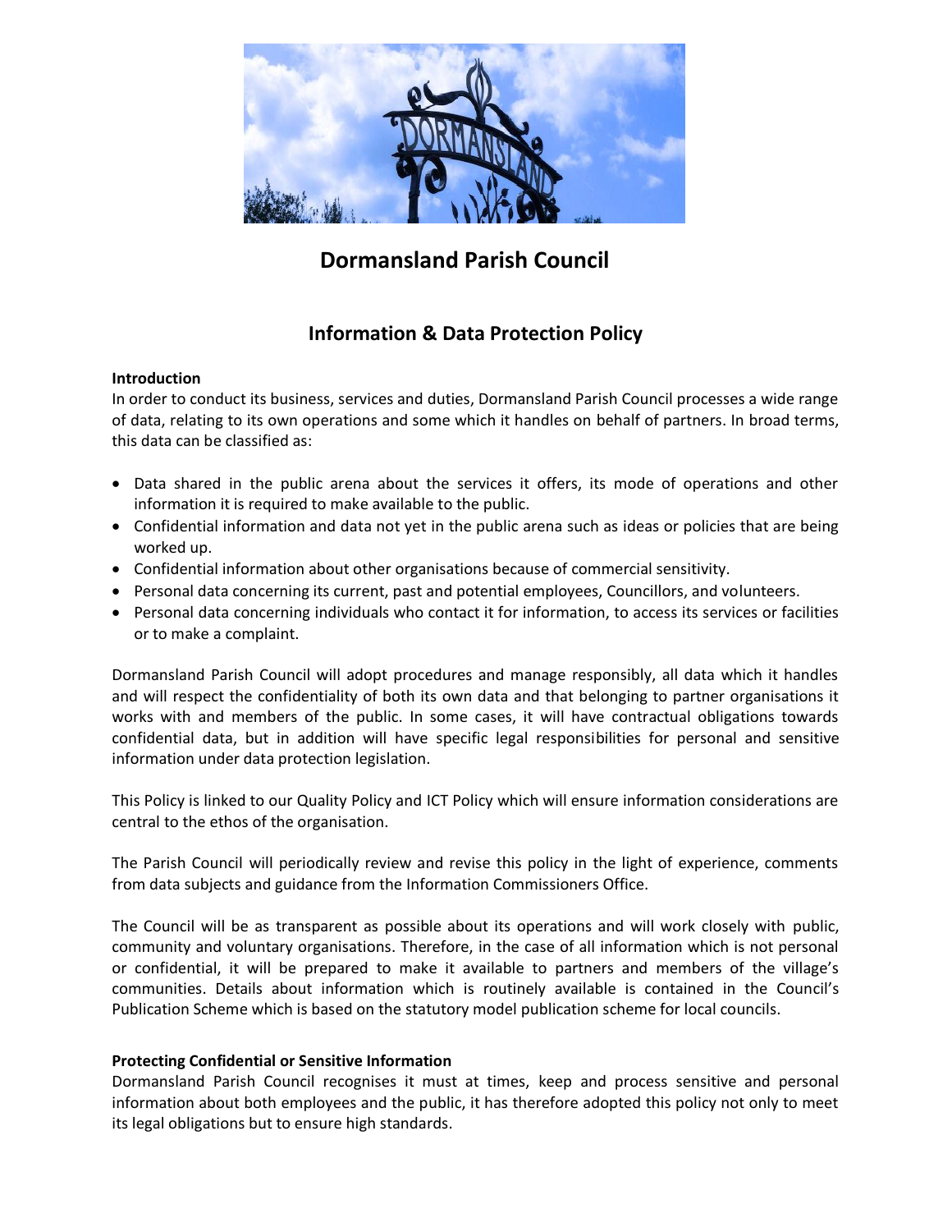# Dormansland Parish Council

## Information & Data Protection Policy

**Introduction**

In order to conduct its business, services and duties, Dormansland Parish Council processes a wide range of data, relating to its own operations and some which it handles on behalf of partners. In broad terms, this data can be classified as:

- Data shared in the public arena about the services it offers, its mode of operations and other information it is required to make available to the public.
- Confidential information and data not yet in the public arena such as ideas or policies that are being worked up.
- Confidential information about other organisations because of commercial sensitivity.
- Personal data concerning its current, past and potential employees, Councillors, and volunteers.
- Personal data concerning individuals who contact it for information, to access its services or facilities or to make a complaint.

Dormansland Parish Council will adopt procedures and manage responsibly, all data which it handles and will respect the confidentiality of both its own data and that belonging to partner organisations it works with and members of the public. In some cases, it will have contractual obligations towards confidential data, but in addition will have specific legal responsibilities for personal and sensitive information under data protection legislation.

This Policy is linked to our Quality Policy and ICT Policy which will ensure information considerations are central to the ethos of the organisation.

The Parish Council will periodically review and revise this policy in the light of experience, comments from data subjects and guidance from the Information Commissioners Office.

The Council will be as transparent as possible about its operations and will work closely with public, community and voluntary organisations. Therefore, in the case of all information which is not personal or confidential, it will be prepared to make it available to partners and members of the village's communities. Details about information which is routinely available is contained in the Council's Publication Scheme which is based on the statutory model publication scheme for local councils.

**Protecting Confidential or Sensitive Information**

Dormansland Parish Council recognises it must at times, keep and process sensitive and personal information about both employees and the public, it has therefore adopted this policy not only to meet its legal obligations but to ensure high standards.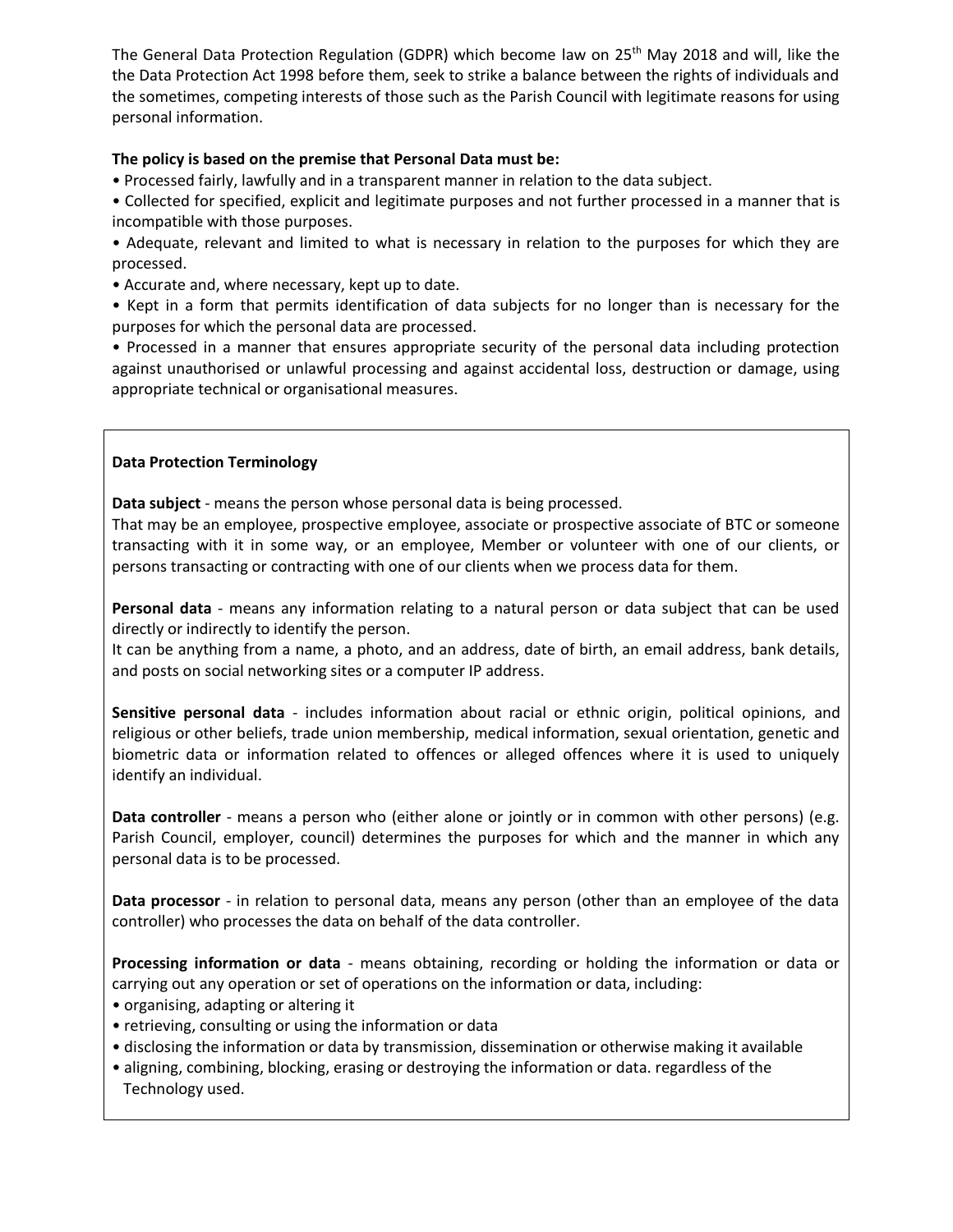The General Data Protection Regulation (GDPR) which become law on 25th May 2018 and will, like the the Data Protection Act 1998 before them, seek to strike a balance between the rights of individuals and the sometimes, competing interests of those such as the Parish Council with legitimate reasons for using personal information.

**The policy is based on the premise that Personal Data must be:**

- Processed fairly, lawfully and in a transparent manner in relation to the data subject.
- Collected for specified, explicit and legitimate purposes and not further processed in a manner that is incompatible with those purposes.
- Adequate, relevant and limited to what is necessary in relation to the purposes for which they are processed.
- Accurate and, where necessary, kept up to date.
- Kept in a form that permits identification of data subjects for no longer than is necessary for the purposes for which the personal data are processed.
- Processed in a manner that ensures appropriate security of the personal data including protection against unauthorised or unlawful processing and against accidental loss, destruction or damage, using appropriate technical or organisational measures.

**Data Protection Terminology**

**Data subject** - means the person whose personal data is being processed.
That may be an employee, prospective employee, associate or prospective associate of BTC or someone transacting with it in some way, or an employee, Member or volunteer with one of our clients, or persons transacting or contracting with one of our clients when we process data for them.

**Personal data** - means any information relating to a natural person or data subject that can be used directly or indirectly to identify the person.
It can be anything from a name, a photo, and an address, date of birth, an email address, bank details, and posts on social networking sites or a computer IP address.

**Sensitive personal data** - includes information about racial or ethnic origin, political opinions, and religious or other beliefs, trade union membership, medical information, sexual orientation, genetic and biometric data or information related to offences or alleged offences where it is used to uniquely identify an individual.

**Data controller** - means a person who (either alone or jointly or in common with other persons) (e.g. Parish Council, employer, council) determines the purposes for which and the manner in which any personal data is to be processed.

**Data processor** - in relation to personal data, means any person (other than an employee of the data controller) who processes the data on behalf of the data controller.

**Processing information or data** - means obtaining, recording or holding the information or data or carrying out any operation or set of operations on the information or data, including:

- organising, adapting or altering it
- retrieving, consulting or using the information or data
- disclosing the information or data by transmission, dissemination or otherwise making it available
- aligning, combining, blocking, erasing or destroying the information or data. regardless of the Technology used.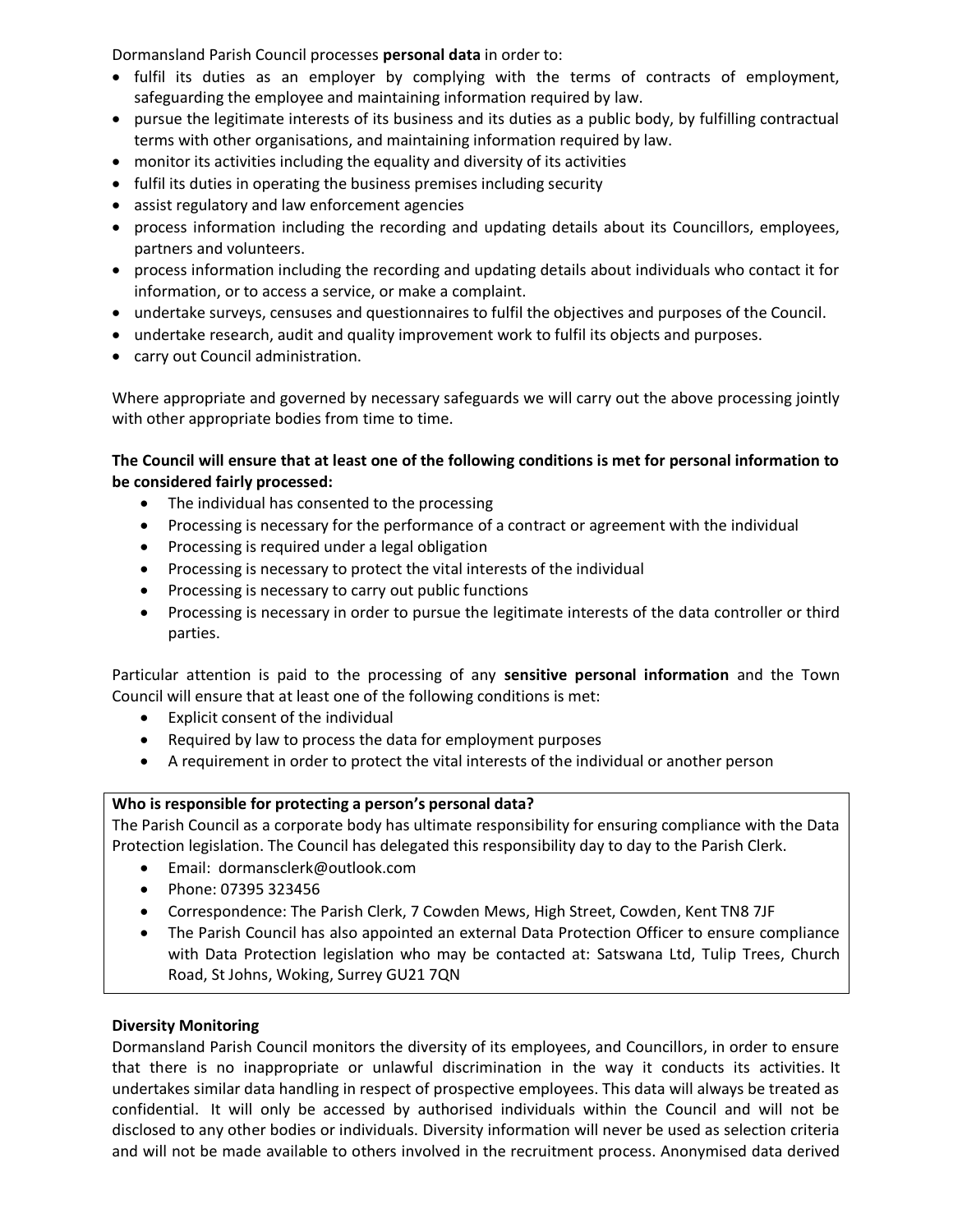Dormansland Parish Council processes **personal data** in order to:

- fulfil its duties as an employer by complying with the terms of contracts of employment, safeguarding the employee and maintaining information required by law.
- pursue the legitimate interests of its business and its duties as a public body, by fulfilling contractual terms with other organisations, and maintaining information required by law.
- monitor its activities including the equality and diversity of its activities
- fulfil its duties in operating the business premises including security
- assist regulatory and law enforcement agencies
- process information including the recording and updating details about its Councillors, employees, partners and volunteers.
- process information including the recording and updating details about individuals who contact it for information, or to access a service, or make a complaint.
- undertake surveys, censuses and questionnaires to fulfil the objectives and purposes of the Council.
- undertake research, audit and quality improvement work to fulfil its objects and purposes.
- carry out Council administration.

Where appropriate and governed by necessary safeguards we will carry out the above processing jointly with other appropriate bodies from time to time.

**The Council will ensure that at least one of the following conditions is met for personal information to be considered fairly processed:**

- The individual has consented to the processing
- Processing is necessary for the performance of a contract or agreement with the individual
- Processing is required under a legal obligation
- Processing is necessary to protect the vital interests of the individual
- Processing is necessary to carry out public functions
- Processing is necessary in order to pursue the legitimate interests of the data controller or third parties.

Particular attention is paid to the processing of any **sensitive personal information** and the Town Council will ensure that at least one of the following conditions is met:

- Explicit consent of the individual
- Required by law to process the data for employment purposes
- A requirement in order to protect the vital interests of the individual or another person

**Who is responsible for protecting a person's personal data?**

The Parish Council as a corporate body has ultimate responsibility for ensuring compliance with the Data Protection legislation. The Council has delegated this responsibility day to day to the Parish Clerk.

- Email: dormansclerk@outlook.com
- Phone: 07395 323456
- Correspondence: The Parish Clerk, 7 Cowden Mews, High Street, Cowden, Kent TN8 7JF
- The Parish Council has also appointed an external Data Protection Officer to ensure compliance with Data Protection legislation who may be contacted at: Satswana Ltd, Tulip Trees, Church Road, St Johns, Woking, Surrey GU21 7QN

**Diversity Monitoring**

Dormansland Parish Council monitors the diversity of its employees, and Councillors, in order to ensure that there is no inappropriate or unlawful discrimination in the way it conducts its activities. It undertakes similar data handling in respect of prospective employees. This data will always be treated as confidential. It will only be accessed by authorised individuals within the Council and will not be disclosed to any other bodies or individuals. Diversity information will never be used as selection criteria and will not be made available to others involved in the recruitment process. Anonymised data derived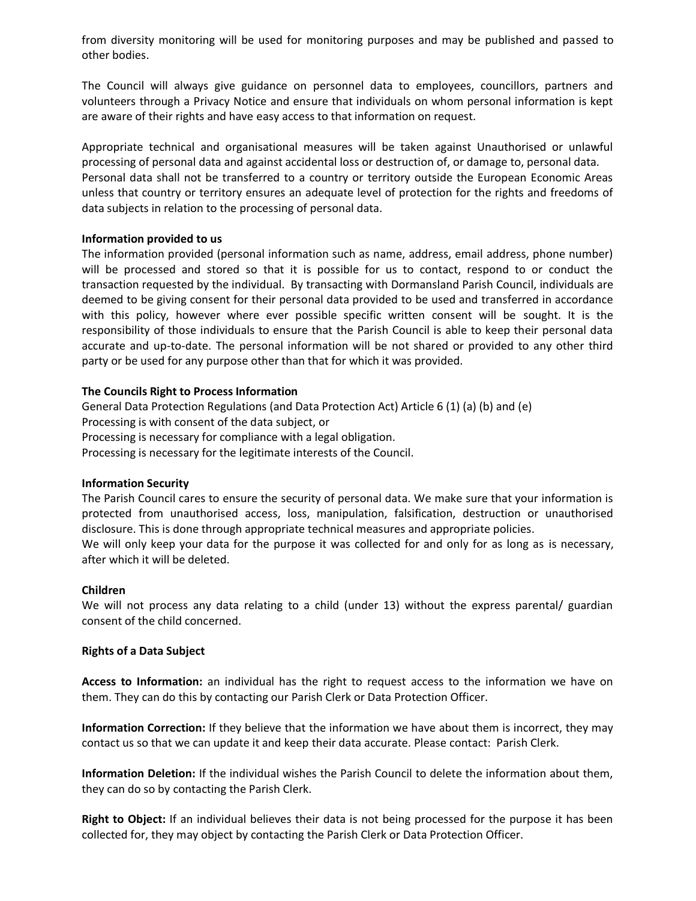from diversity monitoring will be used for monitoring purposes and may be published and passed to other bodies.

The Council will always give guidance on personnel data to employees, councillors, partners and volunteers through a Privacy Notice and ensure that individuals on whom personal information is kept are aware of their rights and have easy access to that information on request.

Appropriate technical and organisational measures will be taken against Unauthorised or unlawful processing of personal data and against accidental loss or destruction of, or damage to, personal data. Personal data shall not be transferred to a country or territory outside the European Economic Areas unless that country or territory ensures an adequate level of protection for the rights and freedoms of data subjects in relation to the processing of personal data.

**Information provided to us**

The information provided (personal information such as name, address, email address, phone number) will be processed and stored so that it is possible for us to contact, respond to or conduct the transaction requested by the individual. By transacting with Dormansland Parish Council, individuals are deemed to be giving consent for their personal data provided to be used and transferred in accordance with this policy, however where ever possible specific written consent will be sought. It is the responsibility of those individuals to ensure that the Parish Council is able to keep their personal data accurate and up-to-date. The personal information will be not shared or provided to any other third party or be used for any purpose other than that for which it was provided.

**The Councils Right to Process Information**

General Data Protection Regulations (and Data Protection Act) Article 6 (1) (a) (b) and (e)
Processing is with consent of the data subject, or
Processing is necessary for compliance with a legal obligation.
Processing is necessary for the legitimate interests of the Council.

**Information Security**

The Parish Council cares to ensure the security of personal data. We make sure that your information is protected from unauthorised access, loss, manipulation, falsification, destruction or unauthorised disclosure. This is done through appropriate technical measures and appropriate policies.
We will only keep your data for the purpose it was collected for and only for as long as is necessary, after which it will be deleted.

**Children**

We will not process any data relating to a child (under 13) without the express parental/ guardian consent of the child concerned.

**Rights of a Data Subject**

**Access to Information:** an individual has the right to request access to the information we have on them. They can do this by contacting our Parish Clerk or Data Protection Officer.

**Information Correction:** If they believe that the information we have about them is incorrect, they may contact us so that we can update it and keep their data accurate. Please contact: Parish Clerk.

**Information Deletion:** If the individual wishes the Parish Council to delete the information about them, they can do so by contacting the Parish Clerk.

**Right to Object:** If an individual believes their data is not being processed for the purpose it has been collected for, they may object by contacting the Parish Clerk or Data Protection Officer.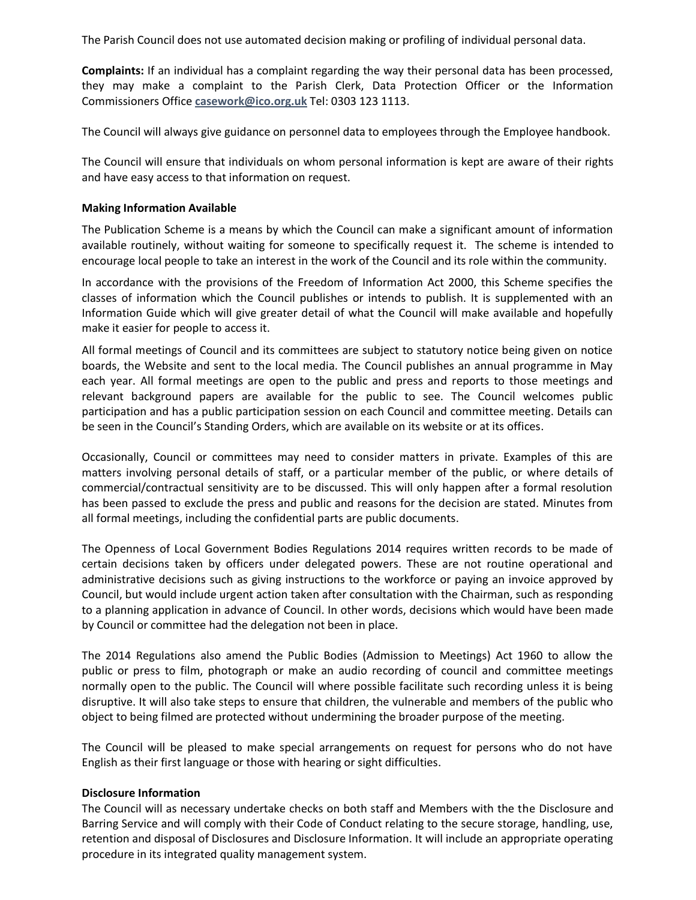The Parish Council does not use automated decision making or profiling of individual personal data.

**Complaints:** If an individual has a complaint regarding the way their personal data has been processed, they may make a complaint to the Parish Clerk, Data Protection Officer or the Information Commissioners Office **casework@ico.org.uk** Tel: 0303 123 1113.

The Council will always give guidance on personnel data to employees through the Employee handbook.

The Council will ensure that individuals on whom personal information is kept are aware of their rights and have easy access to that information on request.

**Making Information Available**

The Publication Scheme is a means by which the Council can make a significant amount of information available routinely, without waiting for someone to specifically request it. The scheme is intended to encourage local people to take an interest in the work of the Council and its role within the community.

In accordance with the provisions of the Freedom of Information Act 2000, this Scheme specifies the classes of information which the Council publishes or intends to publish. It is supplemented with an Information Guide which will give greater detail of what the Council will make available and hopefully make it easier for people to access it.

All formal meetings of Council and its committees are subject to statutory notice being given on notice boards, the Website and sent to the local media. The Council publishes an annual programme in May each year. All formal meetings are open to the public and press and reports to those meetings and relevant background papers are available for the public to see. The Council welcomes public participation and has a public participation session on each Council and committee meeting. Details can be seen in the Council's Standing Orders, which are available on its website or at its offices.

Occasionally, Council or committees may need to consider matters in private. Examples of this are matters involving personal details of staff, or a particular member of the public, or where details of commercial/contractual sensitivity are to be discussed. This will only happen after a formal resolution has been passed to exclude the press and public and reasons for the decision are stated. Minutes from all formal meetings, including the confidential parts are public documents.

The Openness of Local Government Bodies Regulations 2014 requires written records to be made of certain decisions taken by officers under delegated powers. These are not routine operational and administrative decisions such as giving instructions to the workforce or paying an invoice approved by Council, but would include urgent action taken after consultation with the Chairman, such as responding to a planning application in advance of Council. In other words, decisions which would have been made by Council or committee had the delegation not been in place.

The 2014 Regulations also amend the Public Bodies (Admission to Meetings) Act 1960 to allow the public or press to film, photograph or make an audio recording of council and committee meetings normally open to the public. The Council will where possible facilitate such recording unless it is being disruptive. It will also take steps to ensure that children, the vulnerable and members of the public who object to being filmed are protected without undermining the broader purpose of the meeting.

The Council will be pleased to make special arrangements on request for persons who do not have English as their first language or those with hearing or sight difficulties.

**Disclosure Information**

The Council will as necessary undertake checks on both staff and Members with the the Disclosure and Barring Service and will comply with their Code of Conduct relating to the secure storage, handling, use, retention and disposal of Disclosures and Disclosure Information. It will include an appropriate operating procedure in its integrated quality management system.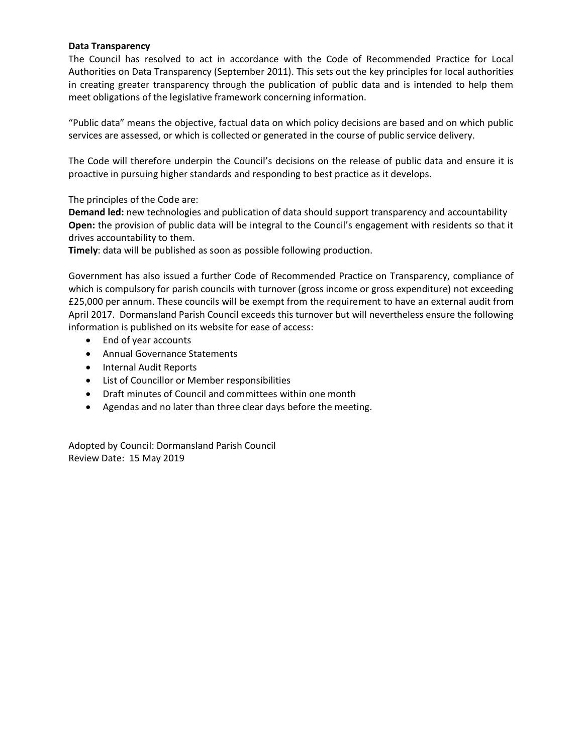**Data Transparency**

The Council has resolved to act in accordance with the Code of Recommended Practice for Local Authorities on Data Transparency (September 2011). This sets out the key principles for local authorities in creating greater transparency through the publication of public data and is intended to help them meet obligations of the legislative framework concerning information.

"Public data" means the objective, factual data on which policy decisions are based and on which public services are assessed, or which is collected or generated in the course of public service delivery.

The Code will therefore underpin the Council's decisions on the release of public data and ensure it is proactive in pursuing higher standards and responding to best practice as it develops.

The principles of the Code are:

**Demand led:** new technologies and publication of data should support transparency and accountability
**Open:** the provision of public data will be integral to the Council's engagement with residents so that it drives accountability to them.
**Timely**: data will be published as soon as possible following production.

Government has also issued a further Code of Recommended Practice on Transparency, compliance of which is compulsory for parish councils with turnover (gross income or gross expenditure) not exceeding £25,000 per annum. These councils will be exempt from the requirement to have an external audit from April 2017. Dormansland Parish Council exceeds this turnover but will nevertheless ensure the following information is published on its website for ease of access:

- End of year accounts
- Annual Governance Statements
- Internal Audit Reports
- List of Councillor or Member responsibilities
- Draft minutes of Council and committees within one month
- Agendas and no later than three clear days before the meeting.

Adopted by Council: Dormansland Parish Council
Review Date: 15 May 2019